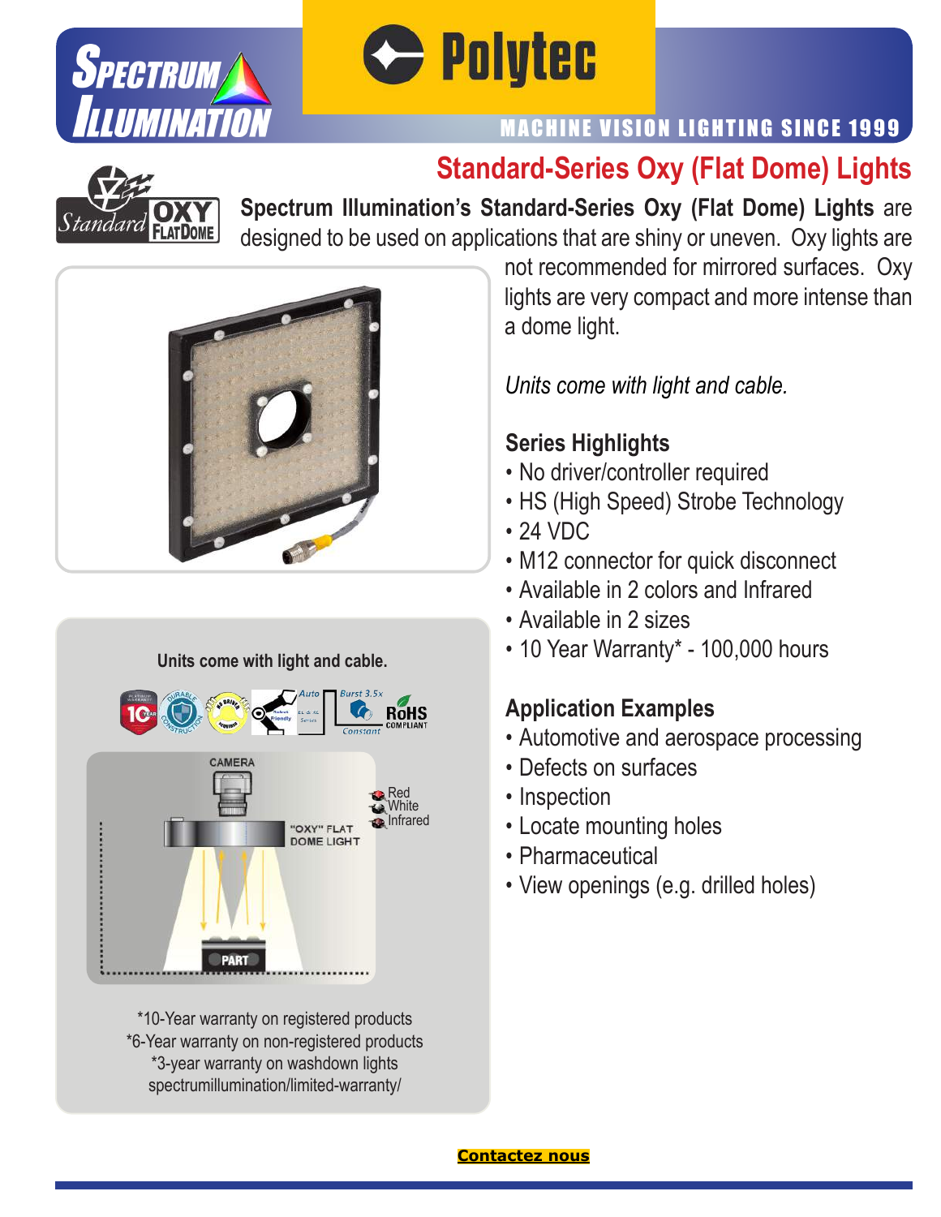# Standard-Series Oxy (Flat Dome) Lights

**Spectrum Illumination's Standard-Series Oxy (Flat Dome) Lights** are designed to be used on applications that are shiny or uneven. Oxy lights are not recommended for mirrored surfaces. Oxy lights are very compact and more intense than a dome light.

*Units come with light and cable.*

## Series Highlights

- No driver/controller required
- HS (High Speed) Strobe Technology
- 24 VDC
- M12 connector for quick disconnect
- Available in 2 colors and Infrared
- Available in 2 sizes
- 10 Year Warranty* - 100,000 hours

## Application Examples

- Automotive and aerospace processing
- Defects on surfaces
- Inspection
- Locate mounting holes
- Pharmaceutical
- View openings (e.g. drilled holes)

**Units come with light and cable.**

Red
White
Infrared

CAMERA
"OXY" FLAT DOME LIGHT
PART

*10-Year warranty on registered products
*6-Year warranty on non-registered products
*3-year warranty on washdown lights
spectrumillumination/limited-warranty/

**Contactez nous**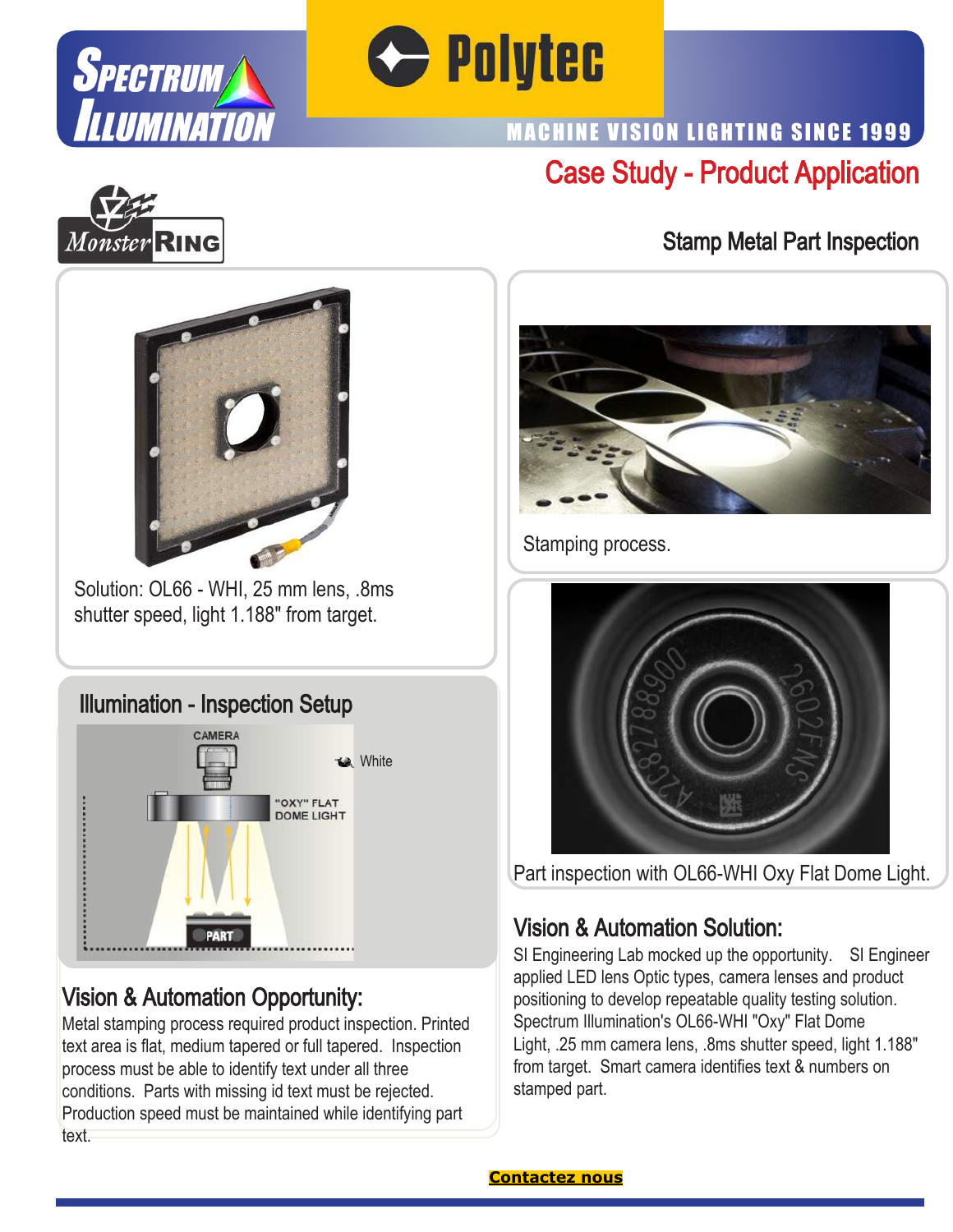## Case Study - Product Application

### Stamp Metal Part Inspection

Solution: OL66 - WHI, 25 mm lens, .8ms shutter speed, light 1.188" from target.

Stamping process.

### Illumination - Inspection Setup

CAMERA

White

"OXY" FLAT DOME LIGHT

PART

Part inspection with OL66-WHI Oxy Flat Dome Light.

### Vision & Automation Opportunity:

Metal stamping process required product inspection. Printed text area is flat, medium tapered or full tapered. Inspection process must be able to identify text under all three conditions. Parts with missing id text must be rejected. Production speed must be maintained while identifying part text.

### Vision & Automation Solution:

SI Engineering Lab mocked up the opportunity. SI Engineer applied LED lens Optic types, camera lenses and product positioning to develop repeatable quality testing solution. Spectrum Illumination's OL66-WHI "Oxy" Flat Dome Light, .25 mm camera lens, .8ms shutter speed, light 1.188" from target. Smart camera identifies text & numbers on stamped part.

**Contactez nous**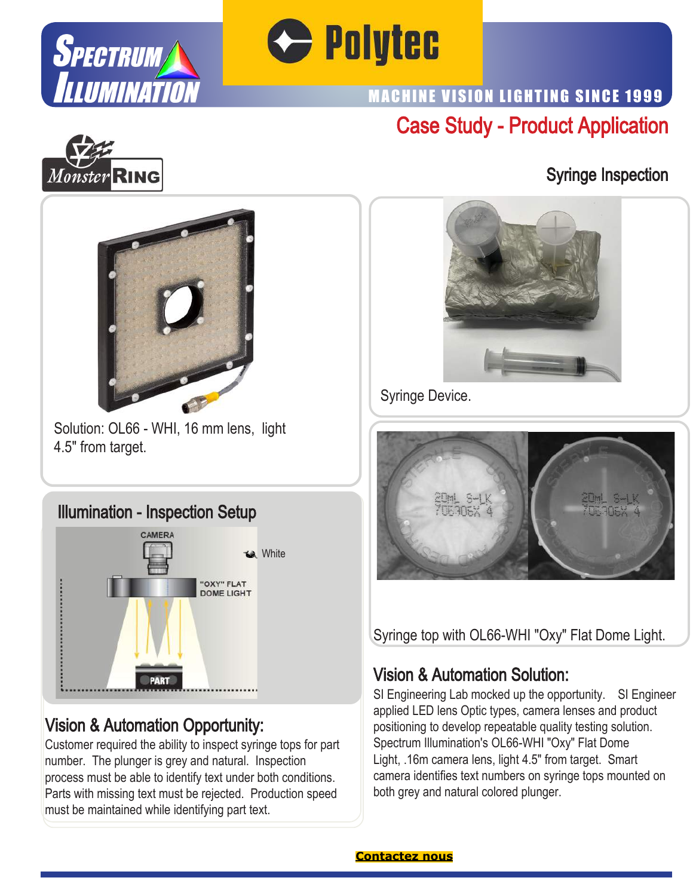# Case Study - Product Application

## Syringe Inspection

Solution: OL66 - WHI, 16 mm lens, light 4.5" from target.

Syringe Device.

## Illumination - Inspection Setup

CAMERA

White

"OXY" FLAT DOME LIGHT

PART

Syringe top with OL66-WHI "Oxy" Flat Dome Light.

## Vision & Automation Opportunity:

Customer required the ability to inspect syringe tops for part number. The plunger is grey and natural. Inspection process must be able to identify text under both conditions. Parts with missing text must be rejected. Production speed must be maintained while identifying part text.

## Vision & Automation Solution:

SI Engineering Lab mocked up the opportunity. SI Engineer applied LED lens Optic types, camera lenses and product positioning to develop repeatable quality testing solution. Spectrum Illumination's OL66-WHI "Oxy" Flat Dome Light, .16m camera lens, light 4.5" from target. Smart camera identifies text numbers on syringe tops mounted on both grey and natural colored plunger.

**Contactez nous**